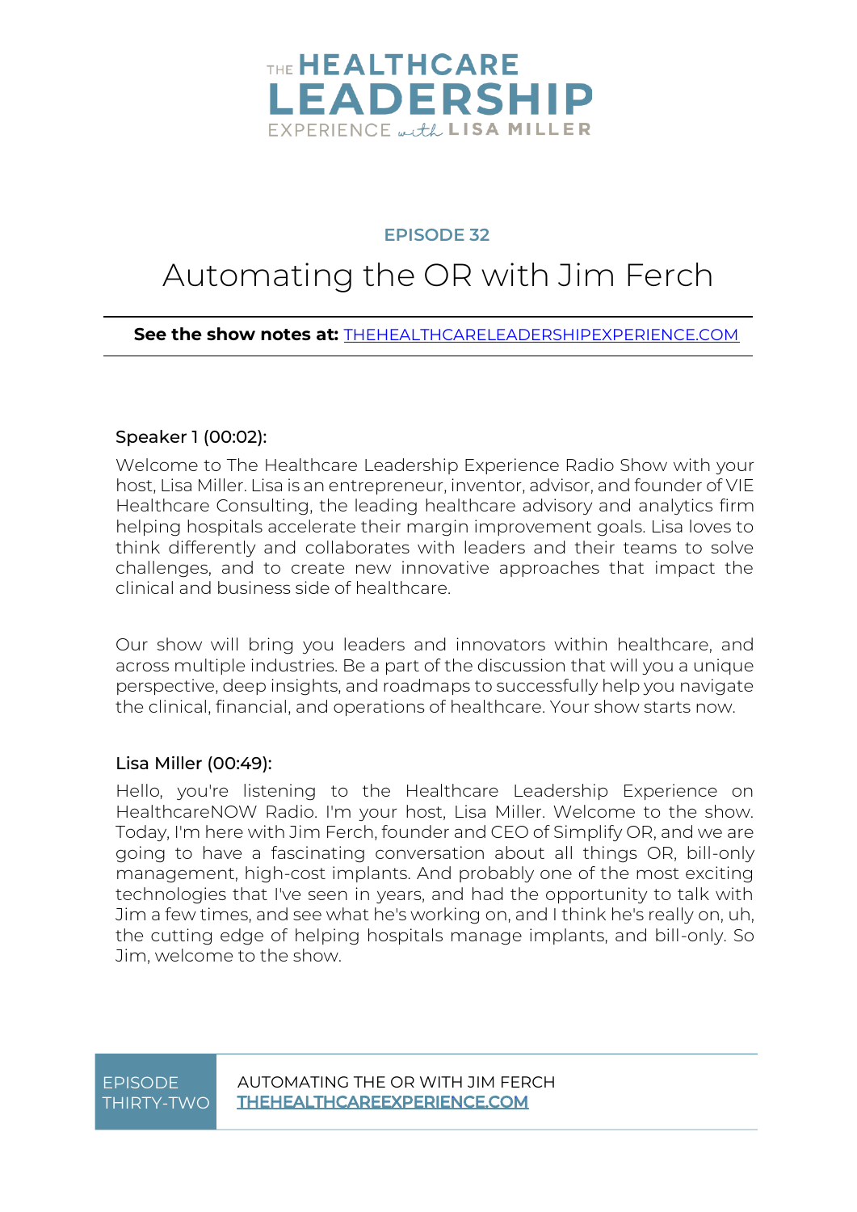# THE HEALTHCARE LEADERSHIP EXPERIENCE with LISA MILLER

## EPISODE 32

# Automating the OR with Jim Ferch

**See the show notes at:** [THEHEALTHCARELEADERSHIPEXPERIENCE.COM](THEHEALTHCARELEADERSHIPEXPERIENCE.COM)

**Speaker 1 (00:02):**

Welcome to The Healthcare Leadership Experience Radio Show with your host, Lisa Miller. Lisa is an entrepreneur, inventor, advisor, and founder of VIE Healthcare Consulting, the leading healthcare advisory and analytics firm helping hospitals accelerate their margin improvement goals. Lisa loves to think differently and collaborates with leaders and their teams to solve challenges, and to create new innovative approaches that impact the clinical and business side of healthcare.

Our show will bring you leaders and innovators within healthcare, and across multiple industries. Be a part of the discussion that will you a unique perspective, deep insights, and roadmaps to successfully help you navigate the clinical, financial, and operations of healthcare. Your show starts now.

**Lisa Miller (00:49):**

Hello, you're listening to the Healthcare Leadership Experience on HealthcareNOW Radio. I'm your host, Lisa Miller. Welcome to the show. Today, I'm here with Jim Ferch, founder and CEO of Simplify OR, and we are going to have a fascinating conversation about all things OR, bill-only management, high-cost implants. And probably one of the most exciting technologies that I've seen in years, and had the opportunity to talk with Jim a few times, and see what he's working on, and I think he's really on, uh, the cutting edge of helping hospitals manage implants, and bill-only. So Jim, welcome to the show.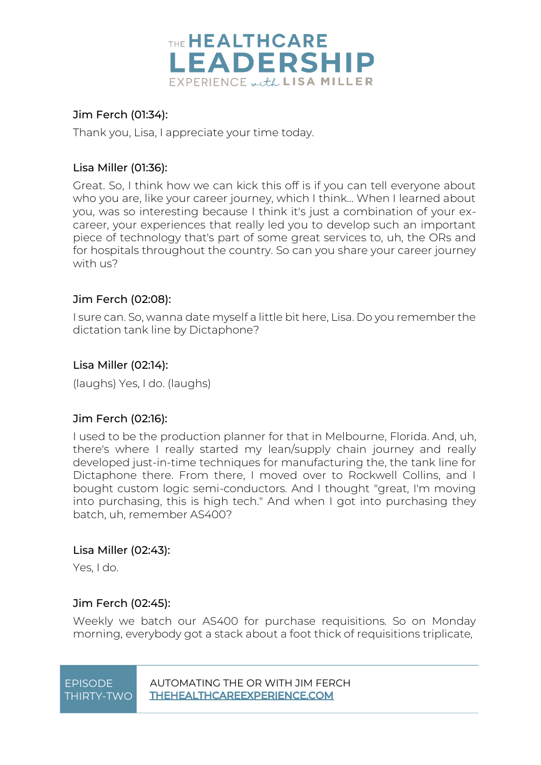Jim Ferch (01:34):

Thank you, Lisa, I appreciate your time today.

Lisa Miller (01:36):

Great. So, I think how we can kick this off is if you can tell everyone about who you are, like your career journey, which I think... When I learned about you, was so interesting because I think it's just a combination of your ex-career, your experiences that really led you to develop such an important piece of technology that's part of some great services to, uh, the ORs and for hospitals throughout the country. So can you share your career journey with us?

Jim Ferch (02:08):

I sure can. So, wanna date myself a little bit here, Lisa. Do you remember the dictation tank line by Dictaphone?

Lisa Miller (02:14):

(laughs) Yes, I do. (laughs)

Jim Ferch (02:16):

I used to be the production planner for that in Melbourne, Florida. And, uh, there's where I really started my lean/supply chain journey and really developed just-in-time techniques for manufacturing the, the tank line for Dictaphone there. From there, I moved over to Rockwell Collins, and I bought custom logic semi-conductors. And I thought "great, I'm moving into purchasing, this is high tech." And when I got into purchasing they batch, uh, remember AS400?

Lisa Miller (02:43):

Yes, I do.

Jim Ferch (02:45):

Weekly we batch our AS400 for purchase requisitions. So on Monday morning, everybody got a stack about a foot thick of requisitions triplicate,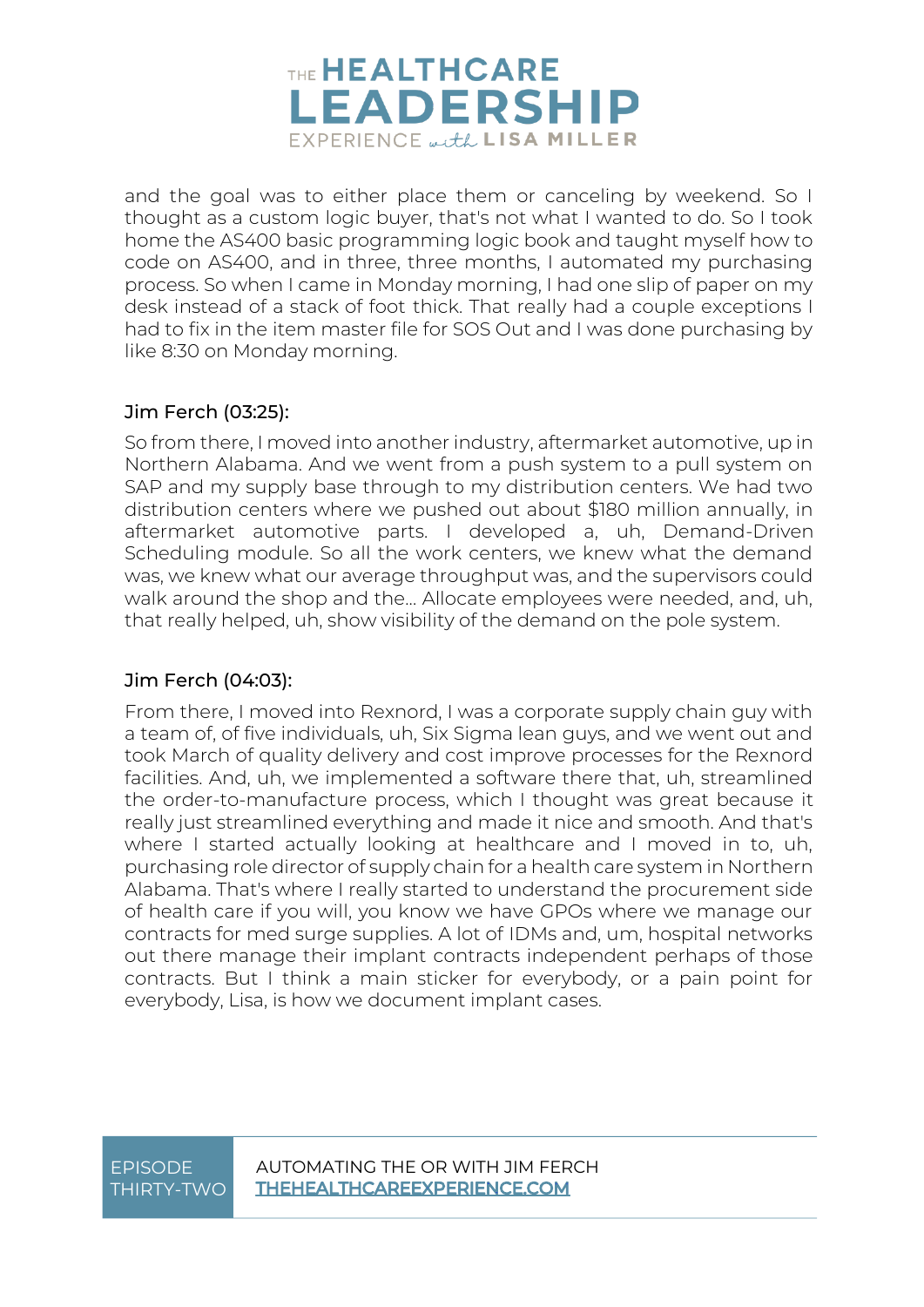and the goal was to either place them or canceling by weekend. So I thought as a custom logic buyer, that's not what I wanted to do. So I took home the AS400 basic programming logic book and taught myself how to code on AS400, and in three, three months, I automated my purchasing process. So when I came in Monday morning, I had one slip of paper on my desk instead of a stack of foot thick. That really had a couple exceptions I had to fix in the item master file for SOS Out and I was done purchasing by like 8:30 on Monday morning.

### Jim Ferch (03:25):

So from there, I moved into another industry, aftermarket automotive, up in Northern Alabama. And we went from a push system to a pull system on SAP and my supply base through to my distribution centers. We had two distribution centers where we pushed out about $180 million annually, in aftermarket automotive parts. I developed a, uh, Demand-Driven Scheduling module. So all the work centers, we knew what the demand was, we knew what our average throughput was, and the supervisors could walk around the shop and the... Allocate employees were needed, and, uh, that really helped, uh, show visibility of the demand on the pole system.

### Jim Ferch (04:03):

From there, I moved into Rexnord, I was a corporate supply chain guy with a team of, of five individuals, uh, Six Sigma lean guys, and we went out and took March of quality delivery and cost improve processes for the Rexnord facilities. And, uh, we implemented a software there that, uh, streamlined the order-to-manufacture process, which I thought was great because it really just streamlined everything and made it nice and smooth. And that's where I started actually looking at healthcare and I moved in to, uh, purchasing role director of supply chain for a health care system in Northern Alabama. That's where I really started to understand the procurement side of health care if you will, you know we have GPOs where we manage our contracts for med surge supplies. A lot of IDMs and, um, hospital networks out there manage their implant contracts independent perhaps of those contracts. But I think a main sticker for everybody, or a pain point for everybody, Lisa, is how we document implant cases.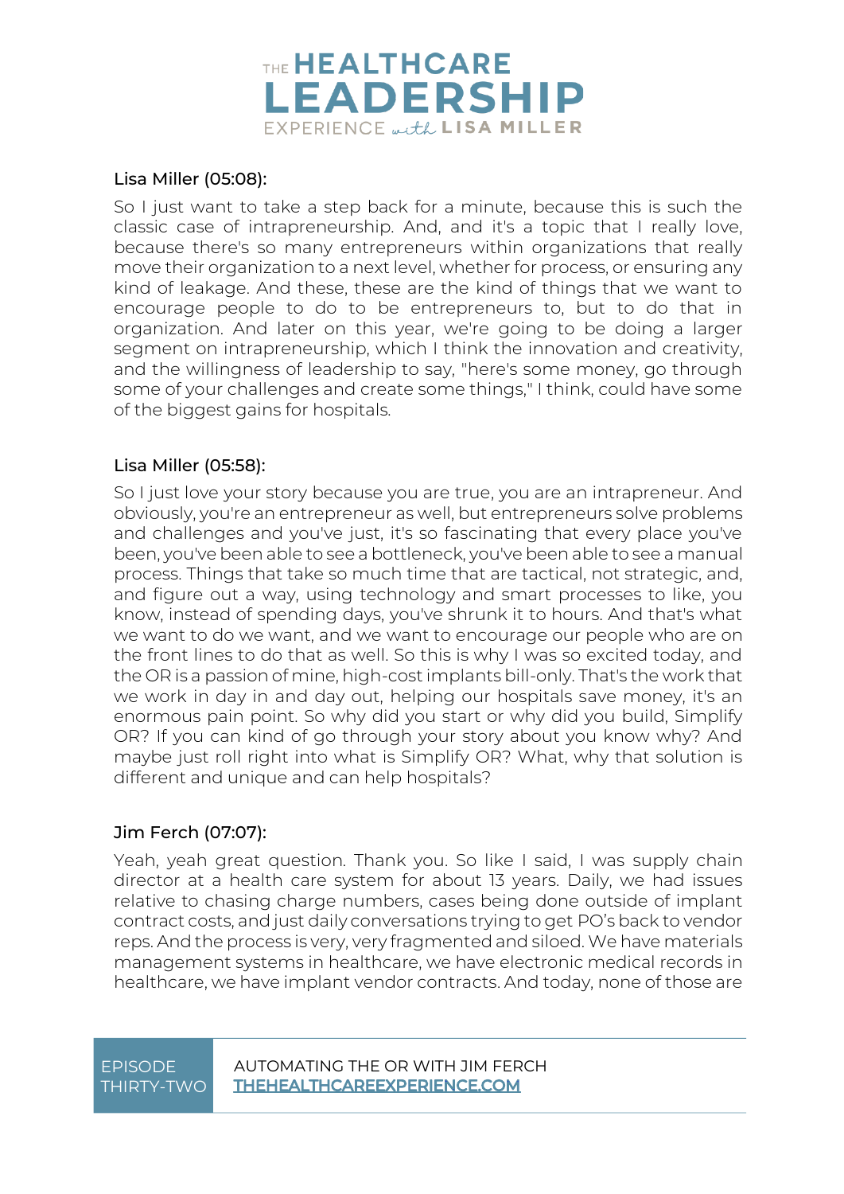Lisa Miller (05:08):

So I just want to take a step back for a minute, because this is such the classic case of intrapreneurship. And, and it's a topic that I really love, because there's so many entrepreneurs within organizations that really move their organization to a next level, whether for process, or ensuring any kind of leakage. And these, these are the kind of things that we want to encourage people to do to be entrepreneurs to, but to do that in organization. And later on this year, we're going to be doing a larger segment on intrapreneurship, which I think the innovation and creativity, and the willingness of leadership to say, "here's some money, go through some of your challenges and create some things," I think, could have some of the biggest gains for hospitals.

Lisa Miller (05:58):

So I just love your story because you are true, you are an intrapreneur. And obviously, you're an entrepreneur as well, but entrepreneurs solve problems and challenges and you've just, it's so fascinating that every place you've been, you've been able to see a bottleneck, you've been able to see a manual process. Things that take so much time that are tactical, not strategic, and, and figure out a way, using technology and smart processes to like, you know, instead of spending days, you've shrunk it to hours. And that's what we want to do we want, and we want to encourage our people who are on the front lines to do that as well. So this is why I was so excited today, and the OR is a passion of mine, high-cost implants bill-only. That's the work that we work in day in and day out, helping our hospitals save money, it's an enormous pain point. So why did you start or why did you build, Simplify OR? If you can kind of go through your story about you know why? And maybe just roll right into what is Simplify OR? What, why that solution is different and unique and can help hospitals?

Jim Ferch (07:07):

Yeah, yeah great question. Thank you. So like I said, I was supply chain director at a health care system for about 13 years. Daily, we had issues relative to chasing charge numbers, cases being done outside of implant contract costs, and just daily conversations trying to get PO's back to vendor reps. And the process is very, very fragmented and siloed. We have materials management systems in healthcare, we have electronic medical records in healthcare, we have implant vendor contracts. And today, none of those are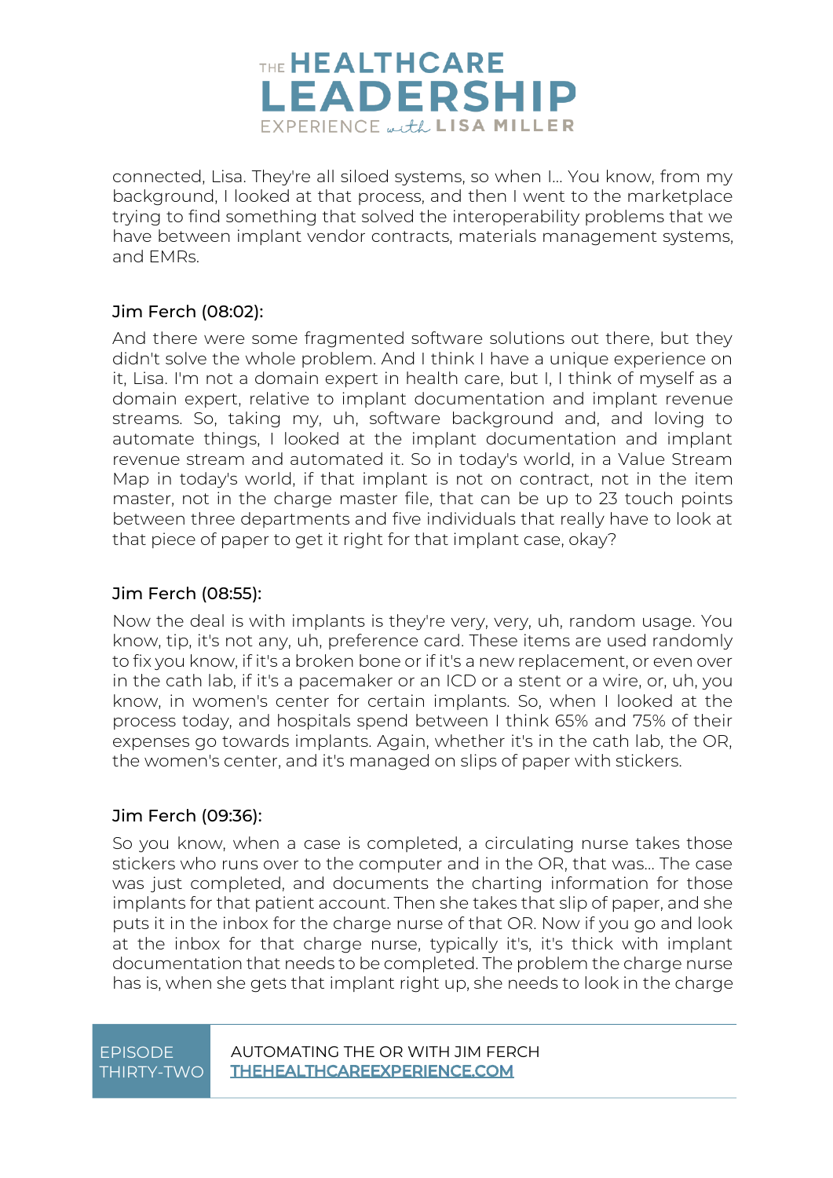connected, Lisa. They're all siloed systems, so when I... You know, from my background, I looked at that process, and then I went to the marketplace trying to find something that solved the interoperability problems that we have between implant vendor contracts, materials management systems, and EMRs.

### Jim Ferch (08:02):

And there were some fragmented software solutions out there, but they didn't solve the whole problem. And I think I have a unique experience on it, Lisa. I'm not a domain expert in health care, but I, I think of myself as a domain expert, relative to implant documentation and implant revenue streams. So, taking my, uh, software background and, and loving to automate things, I looked at the implant documentation and implant revenue stream and automated it. So in today's world, in a Value Stream Map in today's world, if that implant is not on contract, not in the item master, not in the charge master file, that can be up to 23 touch points between three departments and five individuals that really have to look at that piece of paper to get it right for that implant case, okay?

### Jim Ferch (08:55):

Now the deal is with implants is they're very, very, uh, random usage. You know, tip, it's not any, uh, preference card. These items are used randomly to fix you know, if it's a broken bone or if it's a new replacement, or even over in the cath lab, if it's a pacemaker or an ICD or a stent or a wire, or, uh, you know, in women's center for certain implants. So, when I looked at the process today, and hospitals spend between I think 65% and 75% of their expenses go towards implants. Again, whether it's in the cath lab, the OR, the women's center, and it's managed on slips of paper with stickers.

### Jim Ferch (09:36):

So you know, when a case is completed, a circulating nurse takes those stickers who runs over to the computer and in the OR, that was... The case was just completed, and documents the charting information for those implants for that patient account. Then she takes that slip of paper, and she puts it in the inbox for the charge nurse of that OR. Now if you go and look at the inbox for that charge nurse, typically it's, it's thick with implant documentation that needs to be completed. The problem the charge nurse has is, when she gets that implant right up, she needs to look in the charge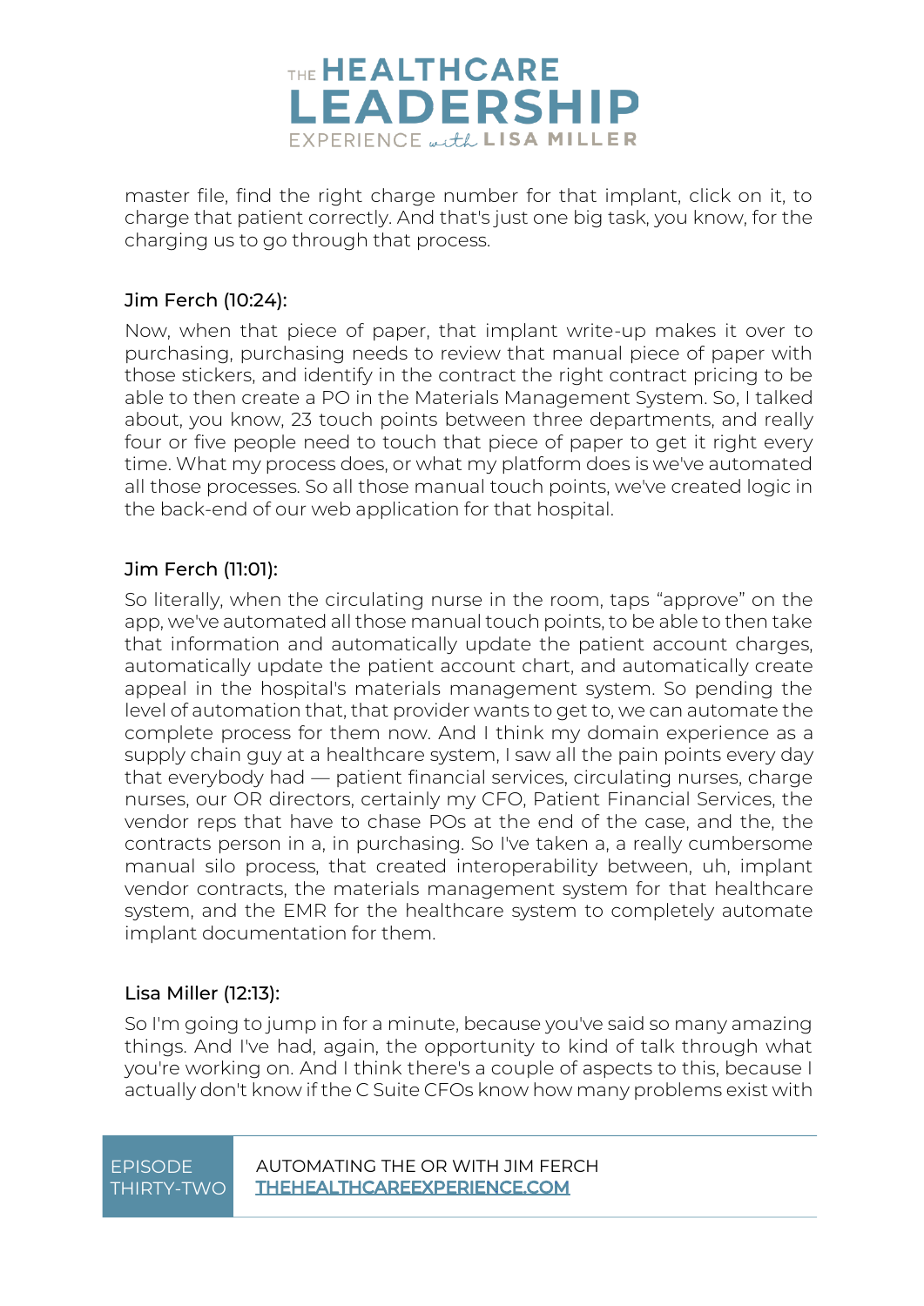master file, find the right charge number for that implant, click on it, to charge that patient correctly. And that's just one big task, you know, for the charging us to go through that process.

Jim Ferch (10:24):

Now, when that piece of paper, that implant write-up makes it over to purchasing, purchasing needs to review that manual piece of paper with those stickers, and identify in the contract the right contract pricing to be able to then create a PO in the Materials Management System. So, I talked about, you know, 23 touch points between three departments, and really four or five people need to touch that piece of paper to get it right every time. What my process does, or what my platform does is we've automated all those processes. So all those manual touch points, we've created logic in the back-end of our web application for that hospital.

Jim Ferch (11:01):

So literally, when the circulating nurse in the room, taps "approve" on the app, we've automated all those manual touch points, to be able to then take that information and automatically update the patient account charges, automatically update the patient account chart, and automatically create appeal in the hospital's materials management system. So pending the level of automation that, that provider wants to get to, we can automate the complete process for them now. And I think my domain experience as a supply chain guy at a healthcare system, I saw all the pain points every day that everybody had — patient financial services, circulating nurses, charge nurses, our OR directors, certainly my CFO, Patient Financial Services, the vendor reps that have to chase POs at the end of the case, and the, the contracts person in a, in purchasing. So I've taken a, a really cumbersome manual silo process, that created interoperability between, uh, implant vendor contracts, the materials management system for that healthcare system, and the EMR for the healthcare system to completely automate implant documentation for them.

Lisa Miller (12:13):

So I'm going to jump in for a minute, because you've said so many amazing things. And I've had, again, the opportunity to kind of talk through what you're working on. And I think there's a couple of aspects to this, because I actually don't know if the C Suite CFOs know how many problems exist with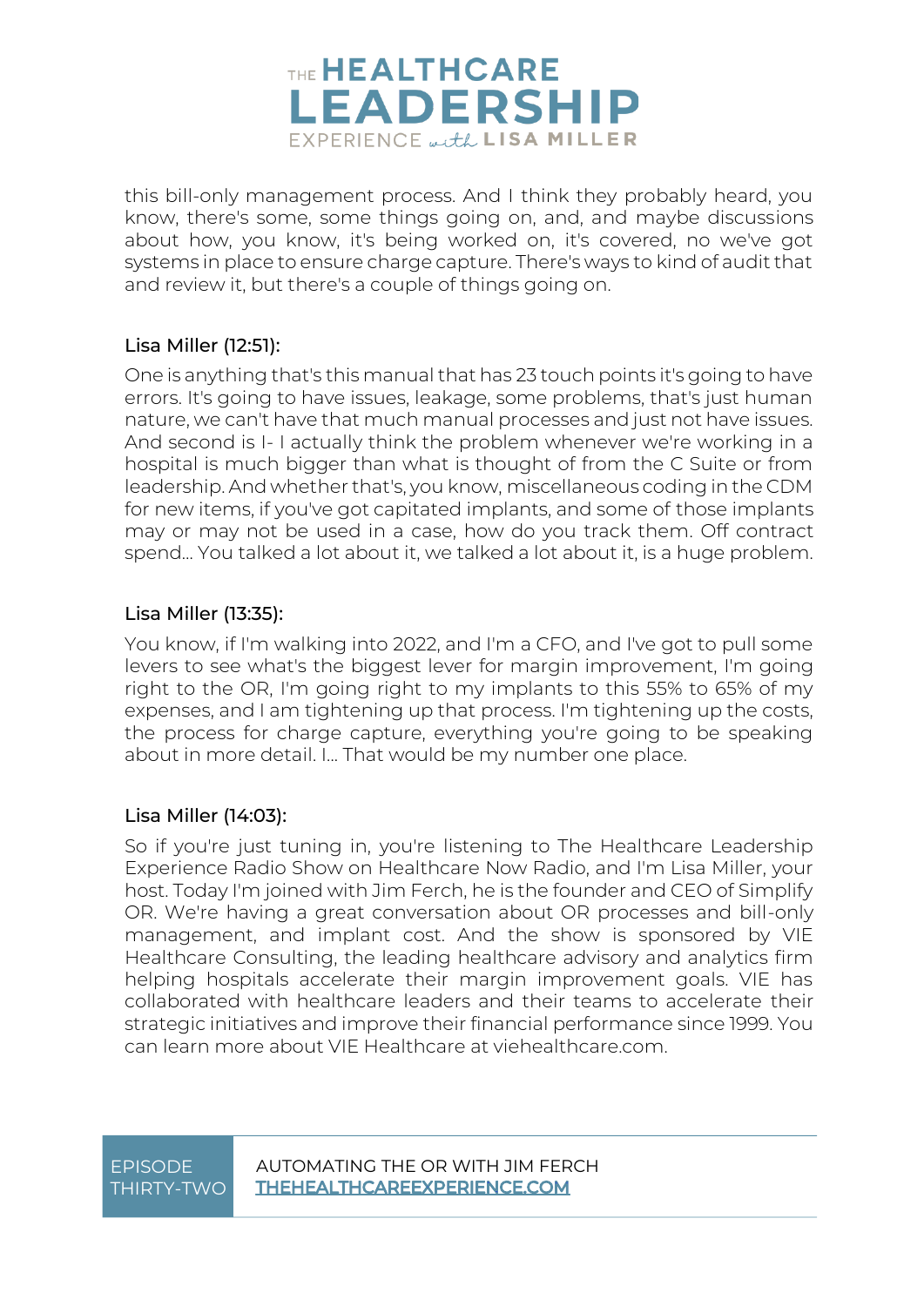this bill-only management process. And I think they probably heard, you know, there's some, some things going on, and, and maybe discussions about how, you know, it's being worked on, it's covered, no we've got systems in place to ensure charge capture. There's ways to kind of audit that and review it, but there's a couple of things going on.

Lisa Miller (12:51):

One is anything that's this manual that has 23 touch points it's going to have errors. It's going to have issues, leakage, some problems, that's just human nature, we can't have that much manual processes and just not have issues. And second is I- I actually think the problem whenever we're working in a hospital is much bigger than what is thought of from the C Suite or from leadership. And whether that's, you know, miscellaneous coding in the CDM for new items, if you've got capitated implants, and some of those implants may or may not be used in a case, how do you track them. Off contract spend... You talked a lot about it, we talked a lot about it, is a huge problem.

Lisa Miller (13:35):

You know, if I'm walking into 2022, and I'm a CFO, and I've got to pull some levers to see what's the biggest lever for margin improvement, I'm going right to the OR, I'm going right to my implants to this 55% to 65% of my expenses, and I am tightening up that process. I'm tightening up the costs, the process for charge capture, everything you're going to be speaking about in more detail. I... That would be my number one place.

Lisa Miller (14:03):

So if you're just tuning in, you're listening to The Healthcare Leadership Experience Radio Show on Healthcare Now Radio, and I'm Lisa Miller, your host. Today I'm joined with Jim Ferch, he is the founder and CEO of Simplify OR. We're having a great conversation about OR processes and bill-only management, and implant cost. And the show is sponsored by VIE Healthcare Consulting, the leading healthcare advisory and analytics firm helping hospitals accelerate their margin improvement goals. VIE has collaborated with healthcare leaders and their teams to accelerate their strategic initiatives and improve their financial performance since 1999. You can learn more about VIE Healthcare at viehealthcare.com.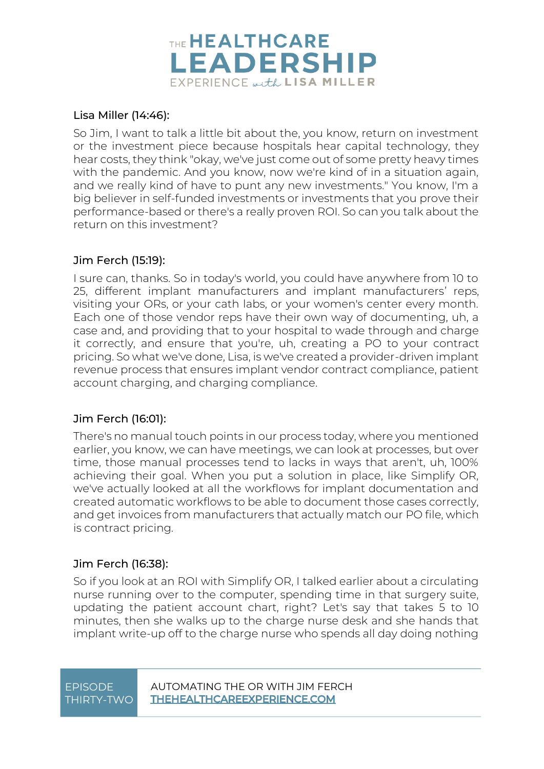Lisa Miller (14:46):

So Jim, I want to talk a little bit about the, you know, return on investment or the investment piece because hospitals hear capital technology, they hear costs, they think "okay, we've just come out of some pretty heavy times with the pandemic. And you know, now we're kind of in a situation again, and we really kind of have to punt any new investments." You know, I'm a big believer in self-funded investments or investments that you prove their performance-based or there's a really proven ROI. So can you talk about the return on this investment?

Jim Ferch (15:19):

I sure can, thanks. So in today's world, you could have anywhere from 10 to 25, different implant manufacturers and implant manufacturers' reps, visiting your ORs, or your cath labs, or your women's center every month. Each one of those vendor reps have their own way of documenting, uh, a case and, and providing that to your hospital to wade through and charge it correctly, and ensure that you're, uh, creating a PO to your contract pricing. So what we've done, Lisa, is we've created a provider-driven implant revenue process that ensures implant vendor contract compliance, patient account charging, and charging compliance.

Jim Ferch (16:01):

There's no manual touch points in our process today, where you mentioned earlier, you know, we can have meetings, we can look at processes, but over time, those manual processes tend to lacks in ways that aren't, uh, 100% achieving their goal. When you put a solution in place, like Simplify OR, we've actually looked at all the workflows for implant documentation and created automatic workflows to be able to document those cases correctly, and get invoices from manufacturers that actually match our PO file, which is contract pricing.

Jim Ferch (16:38):

So if you look at an ROI with Simplify OR, I talked earlier about a circulating nurse running over to the computer, spending time in that surgery suite, updating the patient account chart, right? Let's say that takes 5 to 10 minutes, then she walks up to the charge nurse desk and she hands that implant write-up off to the charge nurse who spends all day doing nothing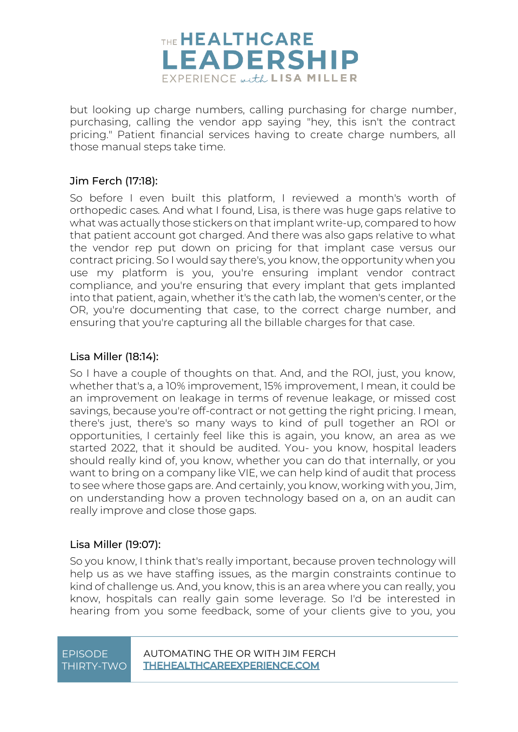but looking up charge numbers, calling purchasing for charge number, purchasing, calling the vendor app saying "hey, this isn't the contract pricing." Patient financial services having to create charge numbers, all those manual steps take time.

Jim Ferch (17:18):

So before I even built this platform, I reviewed a month's worth of orthopedic cases. And what I found, Lisa, is there was huge gaps relative to what was actually those stickers on that implant write-up, compared to how that patient account got charged. And there was also gaps relative to what the vendor rep put down on pricing for that implant case versus our contract pricing. So I would say there's, you know, the opportunity when you use my platform is you, you're ensuring implant vendor contract compliance, and you're ensuring that every implant that gets implanted into that patient, again, whether it's the cath lab, the women's center, or the OR, you're documenting that case, to the correct charge number, and ensuring that you're capturing all the billable charges for that case.

Lisa Miller (18:14):

So I have a couple of thoughts on that. And, and the ROI, just, you know, whether that's a, a 10% improvement, 15% improvement, I mean, it could be an improvement on leakage in terms of revenue leakage, or missed cost savings, because you're off-contract or not getting the right pricing. I mean, there's just, there's so many ways to kind of pull together an ROI or opportunities, I certainly feel like this is again, you know, an area as we started 2022, that it should be audited. You- you know, hospital leaders should really kind of, you know, whether you can do that internally, or you want to bring on a company like VIE, we can help kind of audit that process to see where those gaps are. And certainly, you know, working with you, Jim, on understanding how a proven technology based on a, on an audit can really improve and close those gaps.

Lisa Miller (19:07):

So you know, I think that's really important, because proven technology will help us as we have staffing issues, as the margin constraints continue to kind of challenge us. And, you know, this is an area where you can really, you know, hospitals can really gain some leverage. So I'd be interested in hearing from you some feedback, some of your clients give to you, you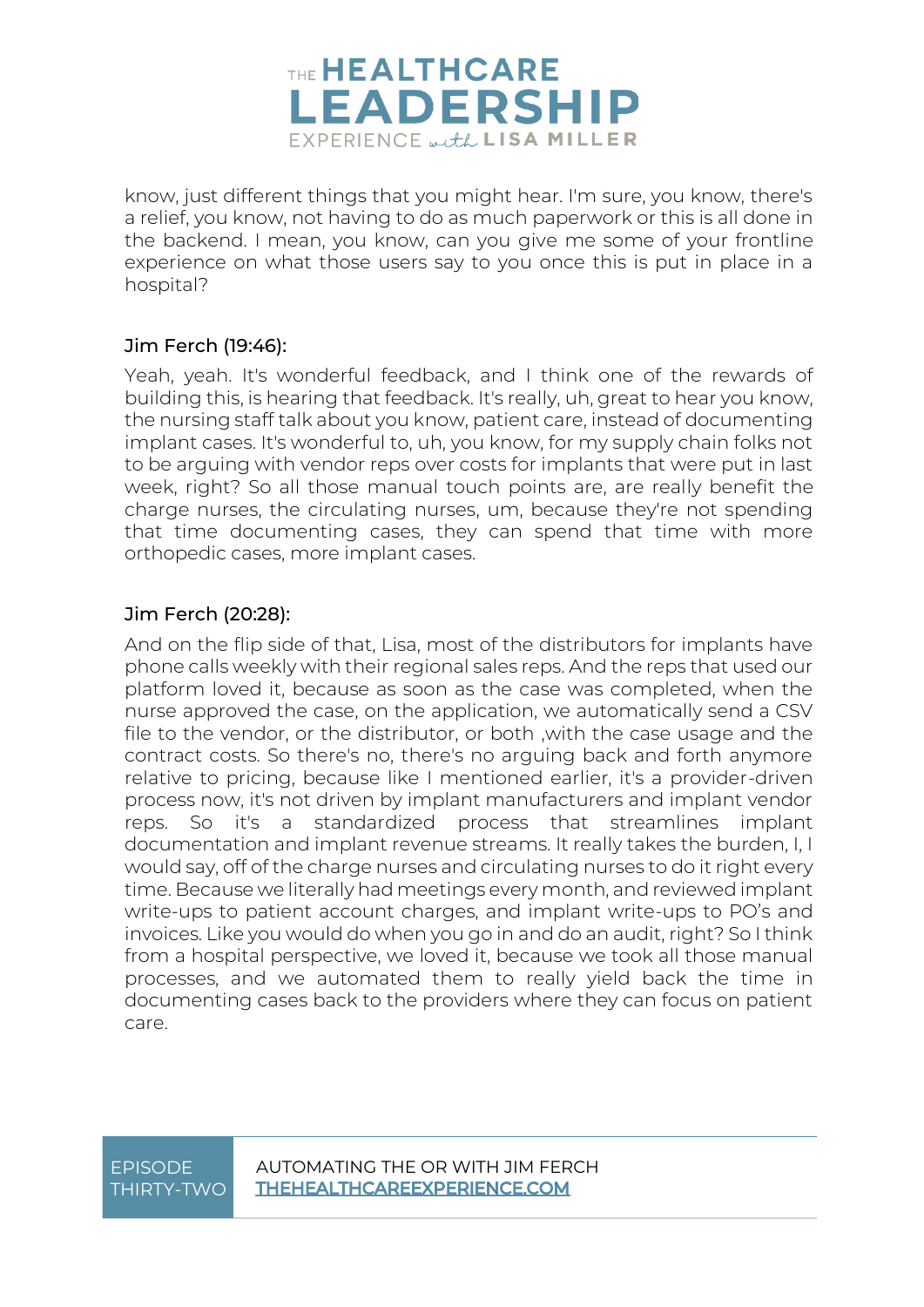know, just different things that you might hear. I'm sure, you know, there's a relief, you know, not having to do as much paperwork or this is all done in the backend. I mean, you know, can you give me some of your frontline experience on what those users say to you once this is put in place in a hospital?

### Jim Ferch (19:46):

Yeah, yeah. It's wonderful feedback, and I think one of the rewards of building this, is hearing that feedback. It's really, uh, great to hear you know, the nursing staff talk about you know, patient care, instead of documenting implant cases. It's wonderful to, uh, you know, for my supply chain folks not to be arguing with vendor reps over costs for implants that were put in last week, right? So all those manual touch points are, are really benefit the charge nurses, the circulating nurses, um, because they're not spending that time documenting cases, they can spend that time with more orthopedic cases, more implant cases.

### Jim Ferch (20:28):

And on the flip side of that, Lisa, most of the distributors for implants have phone calls weekly with their regional sales reps. And the reps that used our platform loved it, because as soon as the case was completed, when the nurse approved the case, on the application, we automatically send a CSV file to the vendor, or the distributor, or both ,with the case usage and the contract costs. So there's no, there's no arguing back and forth anymore relative to pricing, because like I mentioned earlier, it's a provider-driven process now, it's not driven by implant manufacturers and implant vendor reps. So it's a standardized process that streamlines implant documentation and implant revenue streams. It really takes the burden, I, I would say, off of the charge nurses and circulating nurses to do it right every time. Because we literally had meetings every month, and reviewed implant write-ups to patient account charges, and implant write-ups to PO's and invoices. Like you would do when you go in and do an audit, right? So I think from a hospital perspective, we loved it, because we took all those manual processes, and we automated them to really yield back the time in documenting cases back to the providers where they can focus on patient care.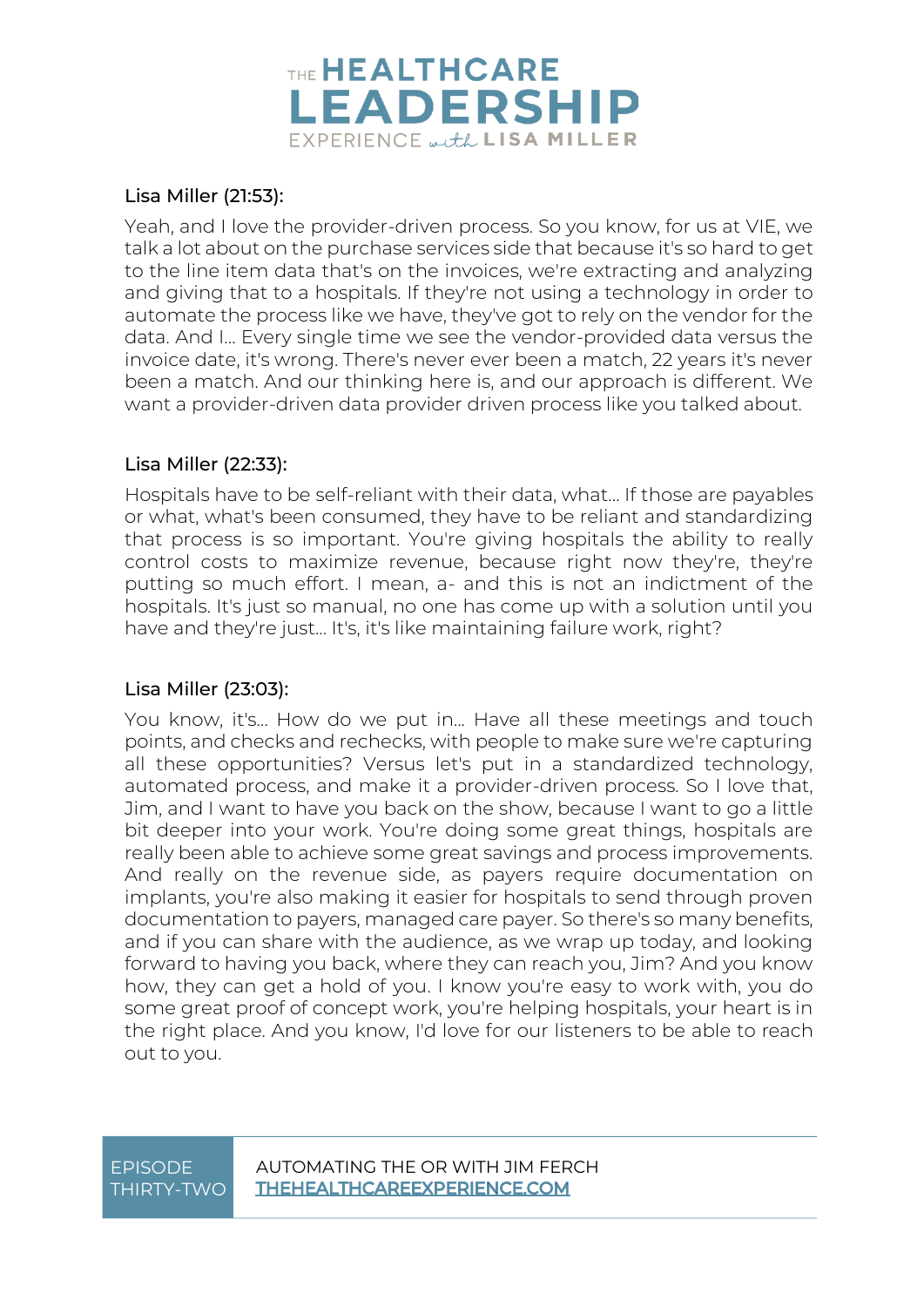Lisa Miller (21:53):

Yeah, and I love the provider-driven process. So you know, for us at VIE, we talk a lot about on the purchase services side that because it's so hard to get to the line item data that's on the invoices, we're extracting and analyzing and giving that to a hospitals. If they're not using a technology in order to automate the process like we have, they've got to rely on the vendor for the data. And I... Every single time we see the vendor-provided data versus the invoice date, it's wrong. There's never ever been a match, 22 years it's never been a match. And our thinking here is, and our approach is different. We want a provider-driven data provider driven process like you talked about.

Lisa Miller (22:33):

Hospitals have to be self-reliant with their data, what... If those are payables or what, what's been consumed, they have to be reliant and standardizing that process is so important. You're giving hospitals the ability to really control costs to maximize revenue, because right now they're, they're putting so much effort. I mean, a- and this is not an indictment of the hospitals. It's just so manual, no one has come up with a solution until you have and they're just... It's, it's like maintaining failure work, right?

Lisa Miller (23:03):

You know, it's... How do we put in... Have all these meetings and touch points, and checks and rechecks, with people to make sure we're capturing all these opportunities? Versus let's put in a standardized technology, automated process, and make it a provider-driven process. So I love that, Jim, and I want to have you back on the show, because I want to go a little bit deeper into your work. You're doing some great things, hospitals are really been able to achieve some great savings and process improvements. And really on the revenue side, as payers require documentation on implants, you're also making it easier for hospitals to send through proven documentation to payers, managed care payer. So there's so many benefits, and if you can share with the audience, as we wrap up today, and looking forward to having you back, where they can reach you, Jim? And you know how, they can get a hold of you. I know you're easy to work with, you do some great proof of concept work, you're helping hospitals, your heart is in the right place. And you know, I'd love for our listeners to be able to reach out to you.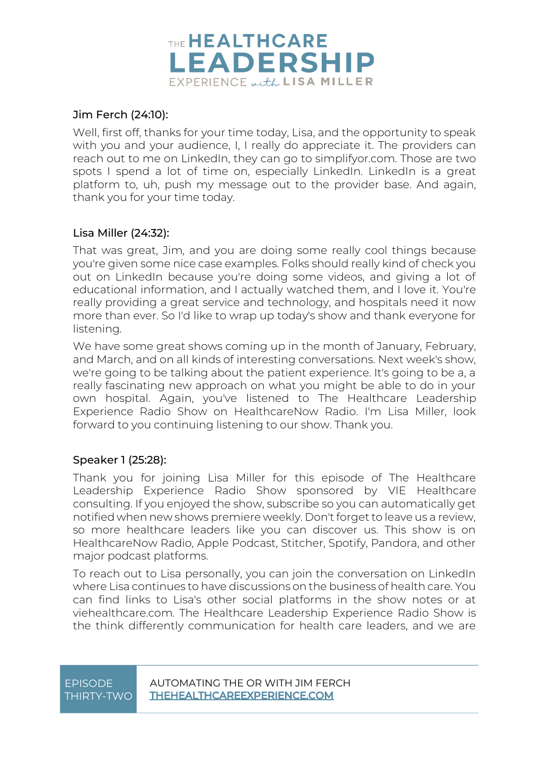Jim Ferch (24:10):

Well, first off, thanks for your time today, Lisa, and the opportunity to speak with you and your audience, I, I really do appreciate it. The providers can reach out to me on LinkedIn, they can go to simplifyor.com. Those are two spots I spend a lot of time on, especially LinkedIn. LinkedIn is a great platform to, uh, push my message out to the provider base. And again, thank you for your time today.

Lisa Miller (24:32):

That was great, Jim, and you are doing some really cool things because you're given some nice case examples. Folks should really kind of check you out on LinkedIn because you're doing some videos, and giving a lot of educational information, and I actually watched them, and I love it. You're really providing a great service and technology, and hospitals need it now more than ever. So I'd like to wrap up today's show and thank everyone for listening.

We have some great shows coming up in the month of January, February, and March, and on all kinds of interesting conversations. Next week's show, we're going to be talking about the patient experience. It's going to be a, a really fascinating new approach on what you might be able to do in your own hospital. Again, you've listened to The Healthcare Leadership Experience Radio Show on HealthcareNow Radio. I'm Lisa Miller, look forward to you continuing listening to our show. Thank you.

Speaker 1 (25:28):

Thank you for joining Lisa Miller for this episode of The Healthcare Leadership Experience Radio Show sponsored by VIE Healthcare consulting. If you enjoyed the show, subscribe so you can automatically get notified when new shows premiere weekly. Don't forget to leave us a review, so more healthcare leaders like you can discover us. This show is on HealthcareNow Radio, Apple Podcast, Stitcher, Spotify, Pandora, and other major podcast platforms.

To reach out to Lisa personally, you can join the conversation on LinkedIn where Lisa continues to have discussions on the business of health care. You can find links to Lisa's other social platforms in the show notes or at viehealthcare.com. The Healthcare Leadership Experience Radio Show is the think differently communication for health care leaders, and we are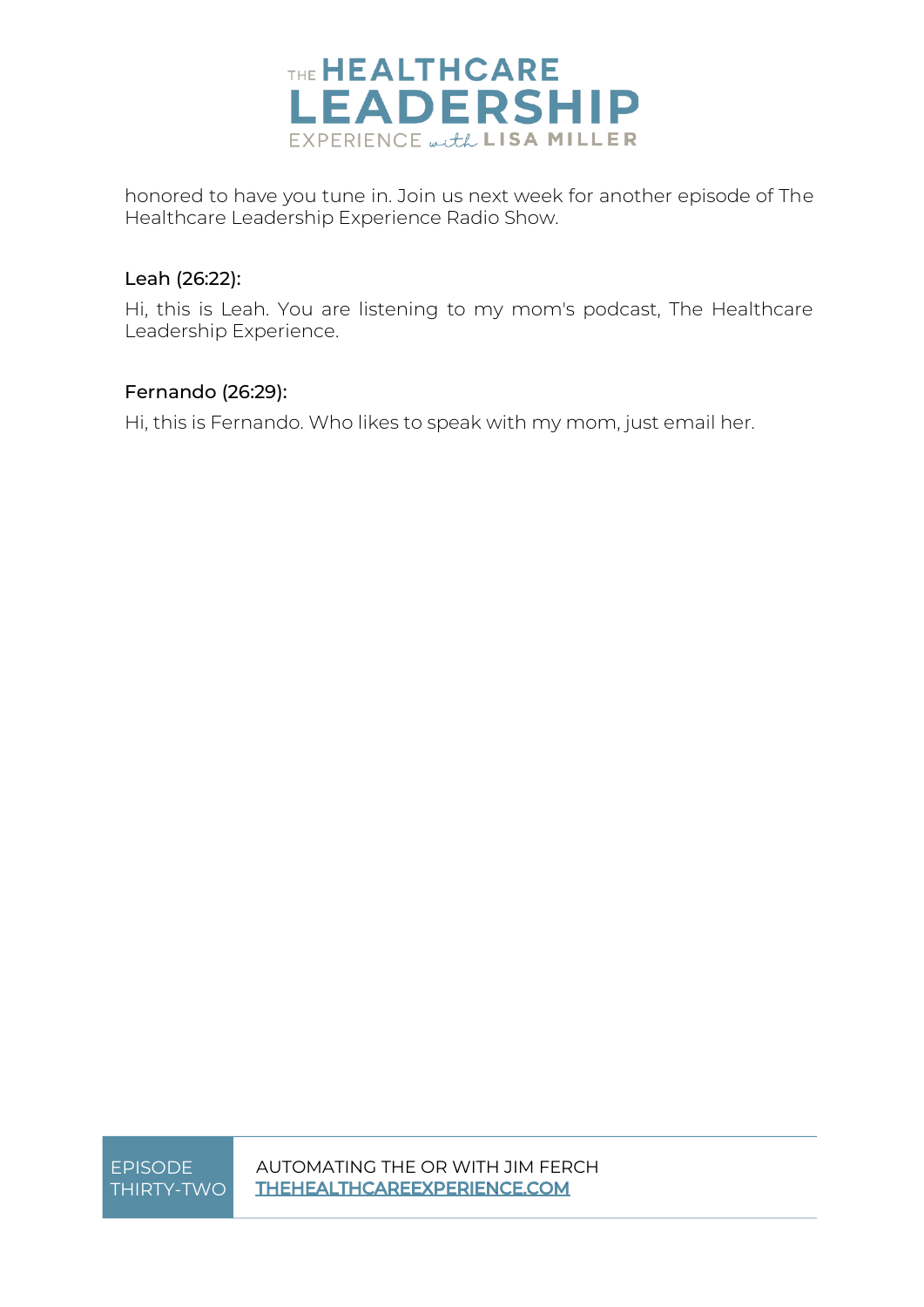honored to have you tune in. Join us next week for another episode of The Healthcare Leadership Experience Radio Show.

**Leah (26:22):**

Hi, this is Leah. You are listening to my mom's podcast, The Healthcare Leadership Experience.

**Fernando (26:29):**

Hi, this is Fernando. Who likes to speak with my mom, just email her.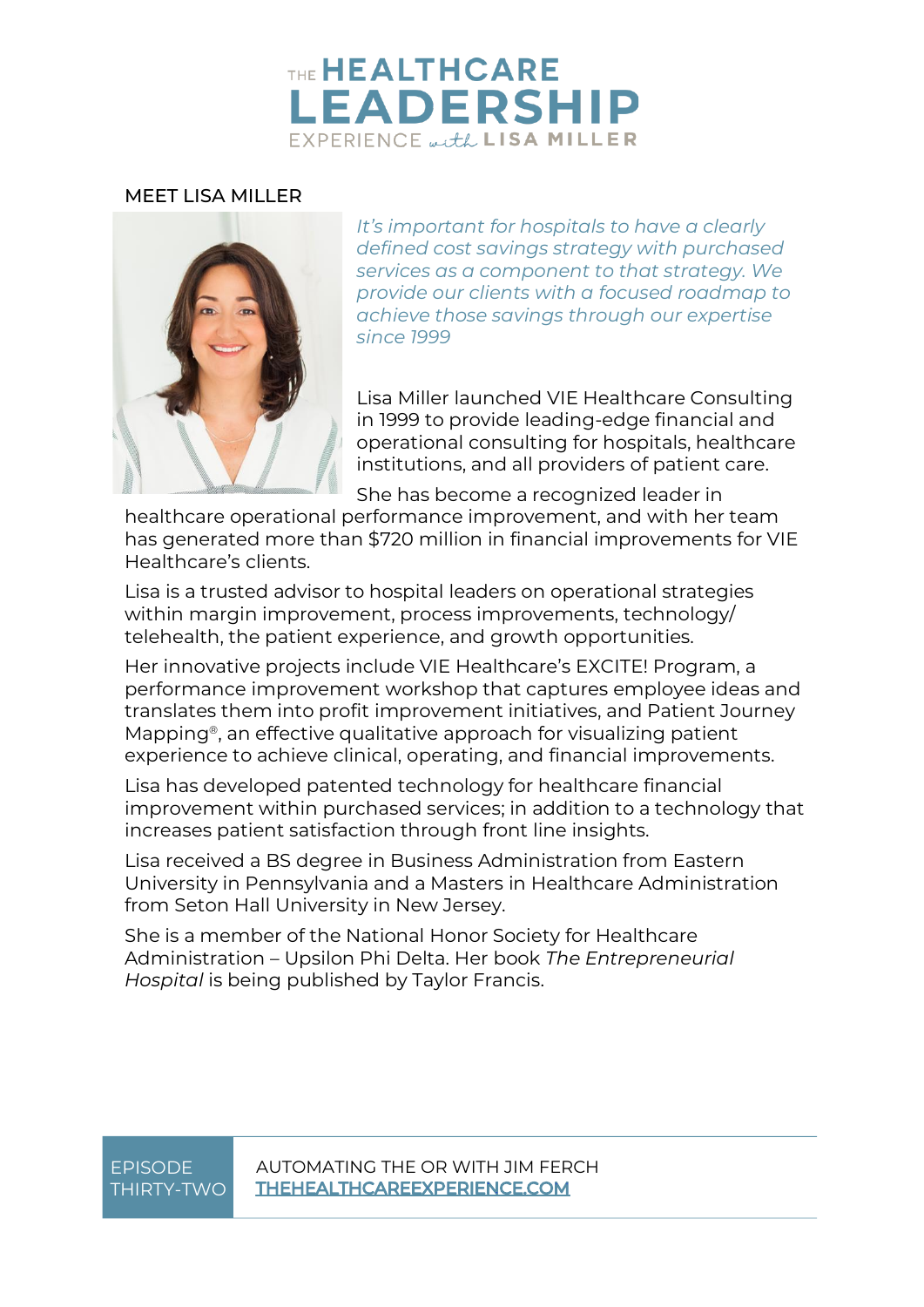# THE HEALTHCARE LEADERSHIP EXPERIENCE with LISA MILLER

## MEET LISA MILLER

*It's important for hospitals to have a clearly defined cost savings strategy with purchased services as a component to that strategy. We provide our clients with a focused roadmap to achieve those savings through our expertise since 1999*

Lisa Miller launched VIE Healthcare Consulting in 1999 to provide leading-edge financial and operational consulting for hospitals, healthcare institutions, and all providers of patient care.

She has become a recognized leader in healthcare operational performance improvement, and with her team has generated more than $720 million in financial improvements for VIE Healthcare's clients.

Lisa is a trusted advisor to hospital leaders on operational strategies within margin improvement, process improvements, technology/telehealth, the patient experience, and growth opportunities.

Her innovative projects include VIE Healthcare's EXCITE! Program, a performance improvement workshop that captures employee ideas and translates them into profit improvement initiatives, and Patient Journey Mapping®, an effective qualitative approach for visualizing patient experience to achieve clinical, operating, and financial improvements.

Lisa has developed patented technology for healthcare financial improvement within purchased services; in addition to a technology that increases patient satisfaction through front line insights.

Lisa received a BS degree in Business Administration from Eastern University in Pennsylvania and a Masters in Healthcare Administration from Seton Hall University in New Jersey.

She is a member of the National Honor Society for Healthcare Administration – Upsilon Phi Delta. Her book *The Entrepreneurial Hospital* is being published by Taylor Francis.

EPISODE THIRTY-TWO

AUTOMATING THE OR WITH JIM FERCH

THEHEALTHCAREEXPERIENCE.COM